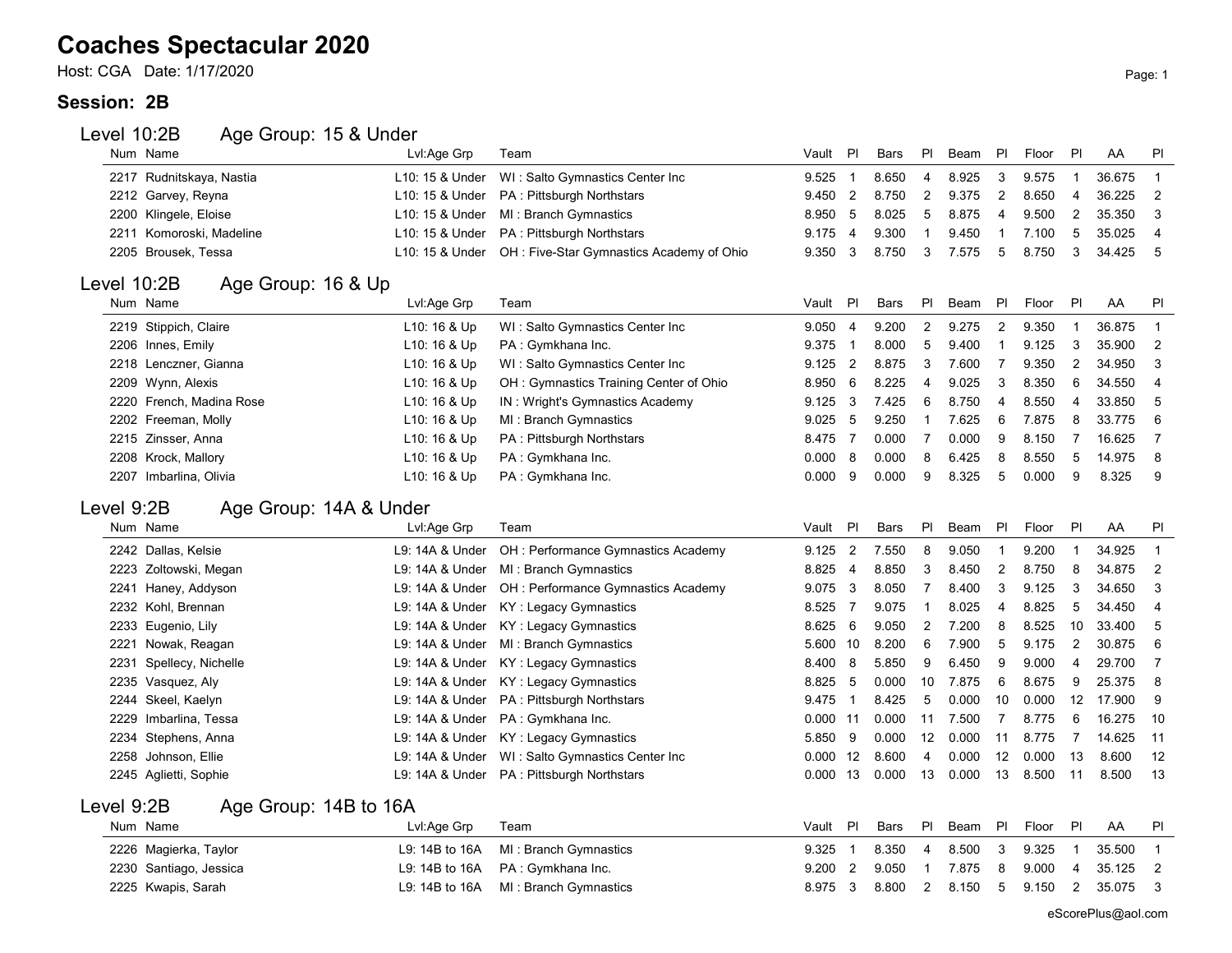# Coaches Spectacular 2020

Host: CGA Date: 1/17/2020

## Session: 2B

### Level 10:2B Age Group: 15 & Under

| Num | Name | Lvl:Age Grp | Team | Vault | Pl | Bars | Pl | Beam | Pl | Floor | Pl | AA | Pl |
|---|---|---|---|---|---|---|---|---|---|---|---|---|---|
| 2217 | Rudnitskaya, Nastia | L10: 15 & Under | WI : Salto Gymnastics Center Inc | 9.525 | 1 | 8.650 | 4 | 8.925 | 3 | 9.575 | 1 | 36.675 | 1 |
| 2212 | Garvey, Reyna | L10: 15 & Under | PA : Pittsburgh Northstars | 9.450 | 2 | 8.750 | 2 | 9.375 | 2 | 8.650 | 4 | 36.225 | 2 |
| 2200 | Klingele, Eloise | L10: 15 & Under | MI : Branch Gymnastics | 8.950 | 5 | 8.025 | 5 | 8.875 | 4 | 9.500 | 2 | 35.350 | 3 |
| 2211 | Komoroski, Madeline | L10: 15 & Under | PA : Pittsburgh Northstars | 9.175 | 4 | 9.300 | 1 | 9.450 | 1 | 7.100 | 5 | 35.025 | 4 |
| 2205 | Brousek, Tessa | L10: 15 & Under | OH : Five-Star Gymnastics Academy of Ohio | 9.350 | 3 | 8.750 | 3 | 7.575 | 5 | 8.750 | 3 | 34.425 | 5 |

### Level 10:2B Age Group: 16 & Up

| Num | Name | Lvl:Age Grp | Team | Vault | Pl | Bars | Pl | Beam | Pl | Floor | Pl | AA | Pl |
|---|---|---|---|---|---|---|---|---|---|---|---|---|---|
| 2219 | Stippich, Claire | L10: 16 & Up | WI : Salto Gymnastics Center Inc | 9.050 | 4 | 9.200 | 2 | 9.275 | 2 | 9.350 | 1 | 36.875 | 1 |
| 2206 | Innes, Emily | L10: 16 & Up | PA : Gymkhana Inc. | 9.375 | 1 | 8.000 | 5 | 9.400 | 1 | 9.125 | 3 | 35.900 | 2 |
| 2218 | Lenczner, Gianna | L10: 16 & Up | WI : Salto Gymnastics Center Inc | 9.125 | 2 | 8.875 | 3 | 7.600 | 7 | 9.350 | 2 | 34.950 | 3 |
| 2209 | Wynn, Alexis | L10: 16 & Up | OH : Gymnastics Training Center of Ohio | 8.950 | 6 | 8.225 | 4 | 9.025 | 3 | 8.350 | 6 | 34.550 | 4 |
| 2220 | French, Madina Rose | L10: 16 & Up | IN : Wright's Gymnastics Academy | 9.125 | 3 | 7.425 | 6 | 8.750 | 4 | 8.550 | 4 | 33.850 | 5 |
| 2202 | Freeman, Molly | L10: 16 & Up | MI : Branch Gymnastics | 9.025 | 5 | 9.250 | 1 | 7.625 | 6 | 7.875 | 8 | 33.775 | 6 |
| 2215 | Zinsser, Anna | L10: 16 & Up | PA : Pittsburgh Northstars | 8.475 | 7 | 0.000 | 7 | 0.000 | 9 | 8.150 | 7 | 16.625 | 7 |
| 2208 | Krock, Mallory | L10: 16 & Up | PA : Gymkhana Inc. | 0.000 | 8 | 0.000 | 8 | 6.425 | 8 | 8.550 | 5 | 14.975 | 8 |
| 2207 | Imbarlina, Olivia | L10: 16 & Up | PA : Gymkhana Inc. | 0.000 | 9 | 0.000 | 9 | 8.325 | 5 | 0.000 | 9 | 8.325 | 9 |

### Level 9:2B Age Group: 14A & Under

| Num | Name | Lvl:Age Grp | Team | Vault | Pl | Bars | Pl | Beam | Pl | Floor | Pl | AA | Pl |
|---|---|---|---|---|---|---|---|---|---|---|---|---|---|
| 2242 | Dallas, Kelsie | L9: 14A & Under | OH : Performance Gymnastics Academy | 9.125 | 2 | 7.550 | 8 | 9.050 | 1 | 9.200 | 1 | 34.925 | 1 |
| 2223 | Zoltowski, Megan | L9: 14A & Under | MI : Branch Gymnastics | 8.825 | 4 | 8.850 | 3 | 8.450 | 2 | 8.750 | 8 | 34.875 | 2 |
| 2241 | Haney, Addyson | L9: 14A & Under | OH : Performance Gymnastics Academy | 9.075 | 3 | 8.050 | 7 | 8.400 | 3 | 9.125 | 3 | 34.650 | 3 |
| 2232 | Kohl, Brennan | L9: 14A & Under | KY : Legacy Gymnastics | 8.525 | 7 | 9.075 | 1 | 8.025 | 4 | 8.825 | 5 | 34.450 | 4 |
| 2233 | Eugenio, Lily | L9: 14A & Under | KY : Legacy Gymnastics | 8.625 | 6 | 9.050 | 2 | 7.200 | 8 | 8.525 | 10 | 33.400 | 5 |
| 2221 | Nowak, Reagan | L9: 14A & Under | MI : Branch Gymnastics | 5.600 | 10 | 8.200 | 6 | 7.900 | 5 | 9.175 | 2 | 30.875 | 6 |
| 2231 | Spellecy, Nichelle | L9: 14A & Under | KY : Legacy Gymnastics | 8.400 | 8 | 5.850 | 9 | 6.450 | 9 | 9.000 | 4 | 29.700 | 7 |
| 2235 | Vasquez, Aly | L9: 14A & Under | KY : Legacy Gymnastics | 8.825 | 5 | 0.000 | 10 | 7.875 | 6 | 8.675 | 9 | 25.375 | 8 |
| 2244 | Skeel, Kaelyn | L9: 14A & Under | PA : Pittsburgh Northstars | 9.475 | 1 | 8.425 | 5 | 0.000 | 10 | 0.000 | 12 | 17.900 | 9 |
| 2229 | Imbarlina, Tessa | L9: 14A & Under | PA : Gymkhana Inc. | 0.000 | 11 | 0.000 | 11 | 7.500 | 7 | 8.775 | 6 | 16.275 | 10 |
| 2234 | Stephens, Anna | L9: 14A & Under | KY : Legacy Gymnastics | 5.850 | 9 | 0.000 | 12 | 0.000 | 11 | 8.775 | 7 | 14.625 | 11 |
| 2258 | Johnson, Ellie | L9: 14A & Under | WI : Salto Gymnastics Center Inc | 0.000 | 12 | 8.600 | 4 | 0.000 | 12 | 0.000 | 13 | 8.600 | 12 |
| 2245 | Aglietti, Sophie | L9: 14A & Under | PA : Pittsburgh Northstars | 0.000 | 13 | 0.000 | 13 | 0.000 | 13 | 8.500 | 11 | 8.500 | 13 |

### Level 9:2B Age Group: 14B to 16A

| Num | Name | Lvl:Age Grp | Team | Vault | Pl | Bars | Pl | Beam | Pl | Floor | Pl | AA | Pl |
|---|---|---|---|---|---|---|---|---|---|---|---|---|---|
| 2226 | Magierka, Taylor | L9: 14B to 16A | MI : Branch Gymnastics | 9.325 | 1 | 8.350 | 4 | 8.500 | 3 | 9.325 | 1 | 35.500 | 1 |
| 2230 | Santiago, Jessica | L9: 14B to 16A | PA : Gymkhana Inc. | 9.200 | 2 | 9.050 | 1 | 7.875 | 8 | 9.000 | 4 | 35.125 | 2 |
| 2225 | Kwapis, Sarah | L9: 14B to 16A | MI : Branch Gymnastics | 8.975 | 3 | 8.800 | 2 | 8.150 | 5 | 9.150 | 2 | 35.075 | 3 |

eScorePlus@aol.com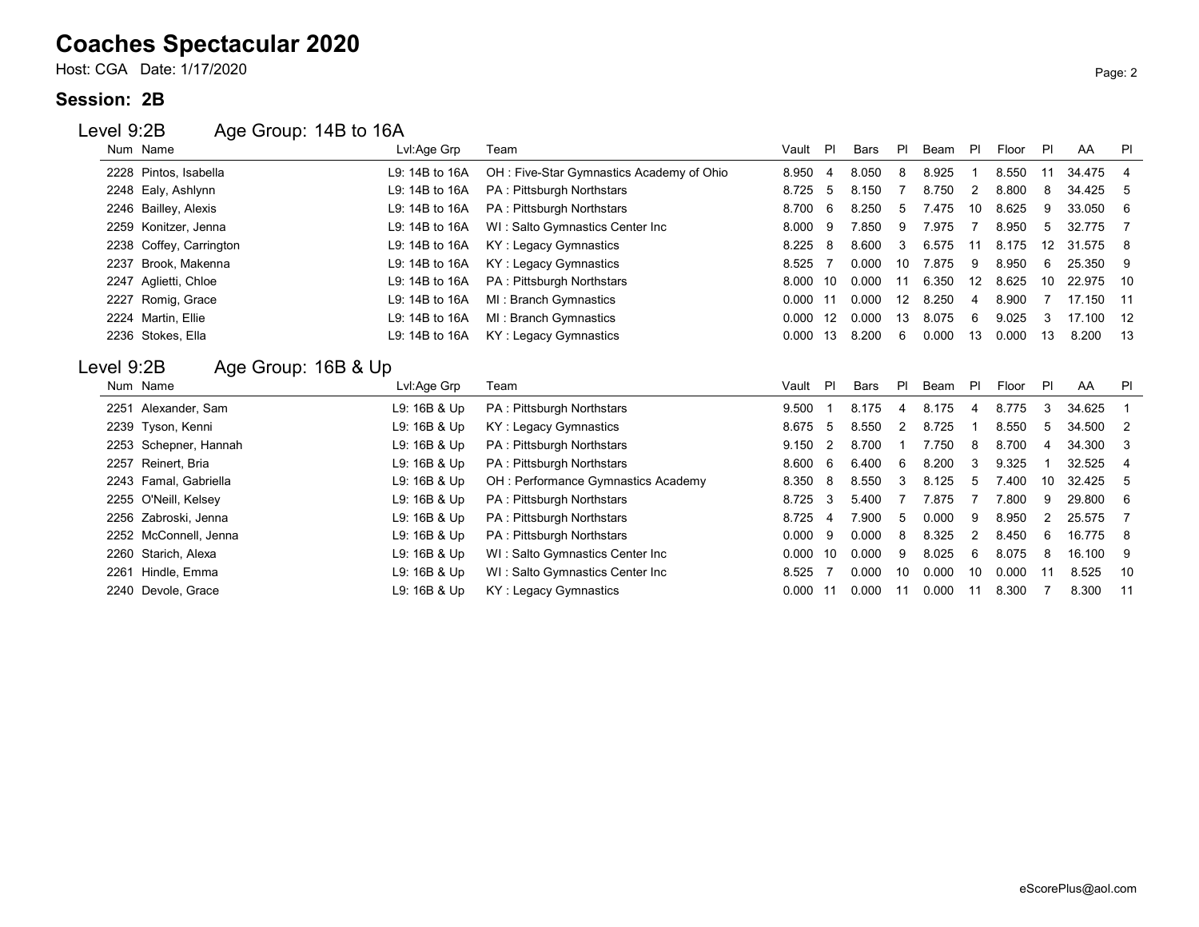# Coaches Spectacular 2020

Host: CGA Date: 1/17/2020

## Session: 2B

### Level 9:2B Age Group: 14B to 16A

| Num | Name | Lvl:Age Grp | Team | Vault | Pl | Bars | Pl | Beam | Pl | Floor | Pl | AA | Pl |
|---|---|---|---|---|---|---|---|---|---|---|---|---|---|
| 2228 | Pintos, Isabella | L9: 14B to 16A | OH : Five-Star Gymnastics Academy of Ohio | 8.950 | 4 | 8.050 | 8 | 8.925 | 1 | 8.550 | 11 | 34.475 | 4 |
| 2248 | Ealy, Ashlynn | L9: 14B to 16A | PA : Pittsburgh Northstars | 8.725 | 5 | 8.150 | 7 | 8.750 | 2 | 8.800 | 8 | 34.425 | 5 |
| 2246 | Bailley, Alexis | L9: 14B to 16A | PA : Pittsburgh Northstars | 8.700 | 6 | 8.250 | 5 | 7.475 | 10 | 8.625 | 9 | 33.050 | 6 |
| 2259 | Konitzer, Jenna | L9: 14B to 16A | WI : Salto Gymnastics Center Inc | 8.000 | 9 | 7.850 | 9 | 7.975 | 7 | 8.950 | 5 | 32.775 | 7 |
| 2238 | Coffey, Carrington | L9: 14B to 16A | KY : Legacy Gymnastics | 8.225 | 8 | 8.600 | 3 | 6.575 | 11 | 8.175 | 12 | 31.575 | 8 |
| 2237 | Brook, Makenna | L9: 14B to 16A | KY : Legacy Gymnastics | 8.525 | 7 | 0.000 | 10 | 7.875 | 9 | 8.950 | 6 | 25.350 | 9 |
| 2247 | Aglietti, Chloe | L9: 14B to 16A | PA : Pittsburgh Northstars | 8.000 | 10 | 0.000 | 11 | 6.350 | 12 | 8.625 | 10 | 22.975 | 10 |
| 2227 | Romig, Grace | L9: 14B to 16A | MI : Branch Gymnastics | 0.000 | 11 | 0.000 | 12 | 8.250 | 4 | 8.900 | 7 | 17.150 | 11 |
| 2224 | Martin, Ellie | L9: 14B to 16A | MI : Branch Gymnastics | 0.000 | 12 | 0.000 | 13 | 8.075 | 6 | 9.025 | 3 | 17.100 | 12 |
| 2236 | Stokes, Ella | L9: 14B to 16A | KY : Legacy Gymnastics | 0.000 | 13 | 8.200 | 6 | 0.000 | 13 | 0.000 | 13 | 8.200 | 13 |

### Level 9:2B Age Group: 16B & Up

| Num | Name | Lvl:Age Grp | Team | Vault | Pl | Bars | Pl | Beam | Pl | Floor | Pl | AA | Pl |
|---|---|---|---|---|---|---|---|---|---|---|---|---|---|
| 2251 | Alexander, Sam | L9: 16B & Up | PA : Pittsburgh Northstars | 9.500 | 1 | 8.175 | 4 | 8.175 | 4 | 8.775 | 3 | 34.625 | 1 |
| 2239 | Tyson, Kenni | L9: 16B & Up | KY : Legacy Gymnastics | 8.675 | 5 | 8.550 | 2 | 8.725 | 1 | 8.550 | 5 | 34.500 | 2 |
| 2253 | Schepner, Hannah | L9: 16B & Up | PA : Pittsburgh Northstars | 9.150 | 2 | 8.700 | 1 | 7.750 | 8 | 8.700 | 4 | 34.300 | 3 |
| 2257 | Reinert, Bria | L9: 16B & Up | PA : Pittsburgh Northstars | 8.600 | 6 | 6.400 | 6 | 8.200 | 3 | 9.325 | 1 | 32.525 | 4 |
| 2243 | Famal, Gabriella | L9: 16B & Up | OH : Performance Gymnastics Academy | 8.350 | 8 | 8.550 | 3 | 8.125 | 5 | 7.400 | 10 | 32.425 | 5 |
| 2255 | O'Neill, Kelsey | L9: 16B & Up | PA : Pittsburgh Northstars | 8.725 | 3 | 5.400 | 7 | 7.875 | 7 | 7.800 | 9 | 29.800 | 6 |
| 2256 | Zabroski, Jenna | L9: 16B & Up | PA : Pittsburgh Northstars | 8.725 | 4 | 7.900 | 5 | 0.000 | 9 | 8.950 | 2 | 25.575 | 7 |
| 2252 | McConnell, Jenna | L9: 16B & Up | PA : Pittsburgh Northstars | 0.000 | 9 | 0.000 | 8 | 8.325 | 2 | 8.450 | 6 | 16.775 | 8 |
| 2260 | Starich, Alexa | L9: 16B & Up | WI : Salto Gymnastics Center Inc | 0.000 | 10 | 0.000 | 9 | 8.025 | 6 | 8.075 | 8 | 16.100 | 9 |
| 2261 | Hindle, Emma | L9: 16B & Up | WI : Salto Gymnastics Center Inc | 8.525 | 7 | 0.000 | 10 | 0.000 | 10 | 0.000 | 11 | 8.525 | 10 |
| 2240 | Devole, Grace | L9: 16B & Up | KY : Legacy Gymnastics | 0.000 | 11 | 0.000 | 11 | 0.000 | 11 | 8.300 | 7 | 8.300 | 11 |

eScorePlus@aol.com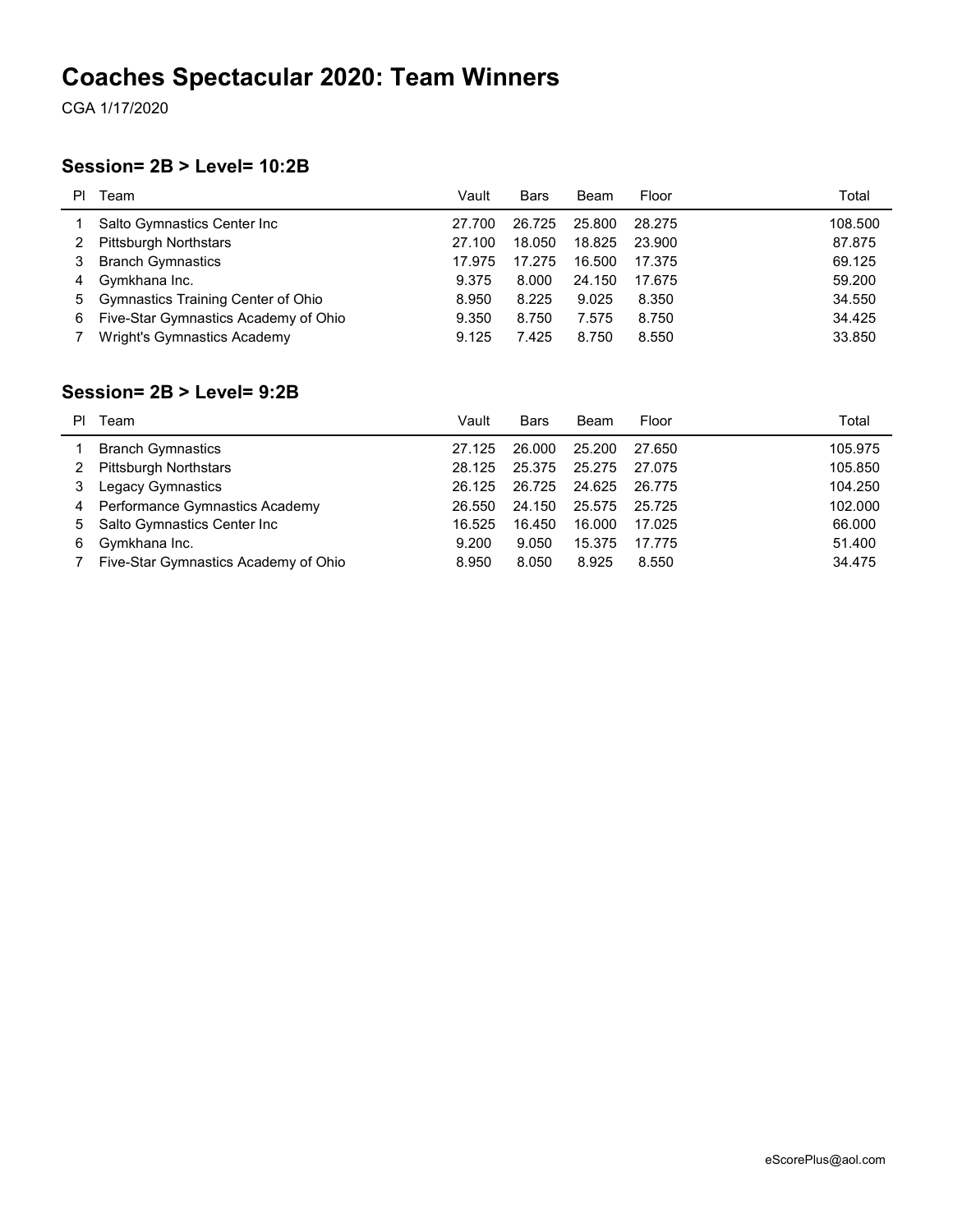# Coaches Spectacular 2020: Team Winners

CGA 1/17/2020

### Session= 2B > Level= 10:2B

| Pl | Team | Vault | Bars | Beam | Floor | Total |
|---|---|---|---|---|---|---|
| 1 | Salto Gymnastics Center Inc | 27.700 | 26.725 | 25.800 | 28.275 | 108.500 |
| 2 | Pittsburgh Northstars | 27.100 | 18.050 | 18.825 | 23.900 | 87.875 |
| 3 | Branch Gymnastics | 17.975 | 17.275 | 16.500 | 17.375 | 69.125 |
| 4 | Gymkhana Inc. | 9.375 | 8.000 | 24.150 | 17.675 | 59.200 |
| 5 | Gymnastics Training Center of Ohio | 8.950 | 8.225 | 9.025 | 8.350 | 34.550 |
| 6 | Five-Star Gymnastics Academy of Ohio | 9.350 | 8.750 | 7.575 | 8.750 | 34.425 |
| 7 | Wright's Gymnastics Academy | 9.125 | 7.425 | 8.750 | 8.550 | 33.850 |

### Session= 2B > Level= 9:2B

| Pl | Team | Vault | Bars | Beam | Floor | Total |
|---|---|---|---|---|---|---|
| 1 | Branch Gymnastics | 27.125 | 26.000 | 25.200 | 27.650 | 105.975 |
| 2 | Pittsburgh Northstars | 28.125 | 25.375 | 25.275 | 27.075 | 105.850 |
| 3 | Legacy Gymnastics | 26.125 | 26.725 | 24.625 | 26.775 | 104.250 |
| 4 | Performance Gymnastics Academy | 26.550 | 24.150 | 25.575 | 25.725 | 102.000 |
| 5 | Salto Gymnastics Center Inc | 16.525 | 16.450 | 16.000 | 17.025 | 66.000 |
| 6 | Gymkhana Inc. | 9.200 | 9.050 | 15.375 | 17.775 | 51.400 |
| 7 | Five-Star Gymnastics Academy of Ohio | 8.950 | 8.050 | 8.925 | 8.550 | 34.475 |

eScorePlus@aol.com